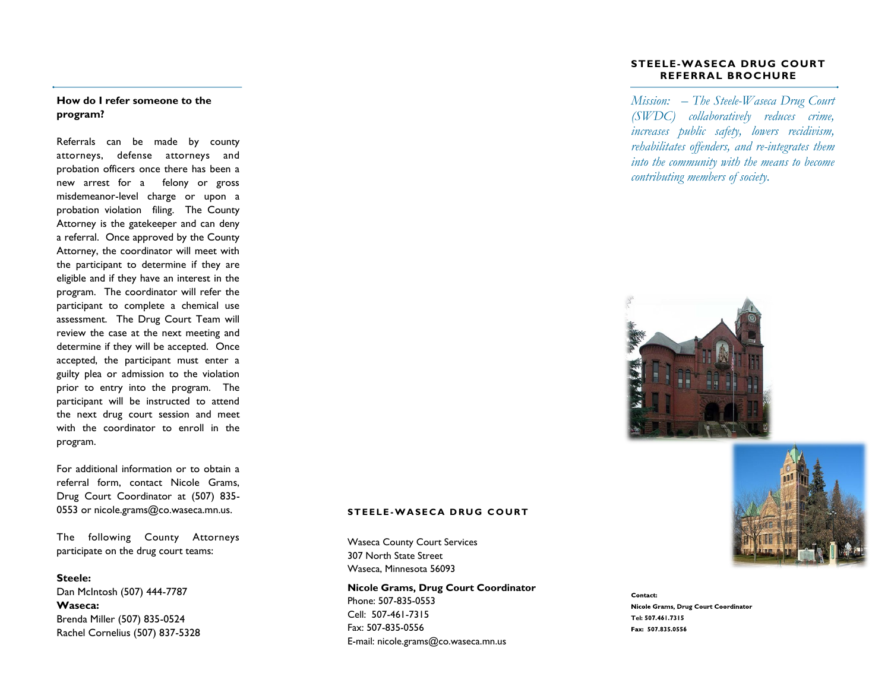### How do I refer someone to the program?

Referrals can be made by county attorneys, defense attorneys and probation officers once there has been a new arrest for a felony or gross misdemeanor-level charge or upon a probation violation filing. The County Attorney is the gatekeeper and can deny a referral. Once approved by the County Attorney, the coordinator will meet with the participant to determine if they are eligible and if they have an interest in the program. The coordinator will refer the participant to complete a chemical use assessment. The Drug Court Team will review the case at the next meeting and determine if they will be accepted. Once accepted, the participant must enter a guilty plea or admission to the violation prior to entry into the program. The participant will be instructed to attend the next drug court session and meet with the coordinator to enroll in the program.

For additional information or to obtain a referral form, contact Nicole Grams, Drug Court Coordinator at (507) 835-0553 or nicole.grams@co.waseca.mn.us.

The following County Attorneys participate on the drug court teams:

**Steele:**
Dan McIntosh (507) 444-7787
**Waseca:**
Brenda Miller (507) 835-0524
Rachel Cornelius (507) 837-5328

## STEELE-WASECA DRUG COURT

Waseca County Court Services
307 North State Street
Waseca, Minnesota 56093

**Nicole Grams, Drug Court Coordinator**
Phone: 507-835-0553
Cell: 507-461-7315
Fax: 507-835-0556
E-mail: nicole.grams@co.waseca.mn.us

# STEELE-WASECA DRUG COURT REFERRAL BROCHURE

*Mission: – The Steele-Waseca Drug Court (SWDC) collaboratively reduces crime, increases public safety, lowers recidivism, rehabilitates offenders, and re-integrates them into the community with the means to become contributing members of society.*

**Contact:**
**Nicole Grams, Drug Court Coordinator**
**Tel: 507.461.7315**
**Fax: 507.835.0556**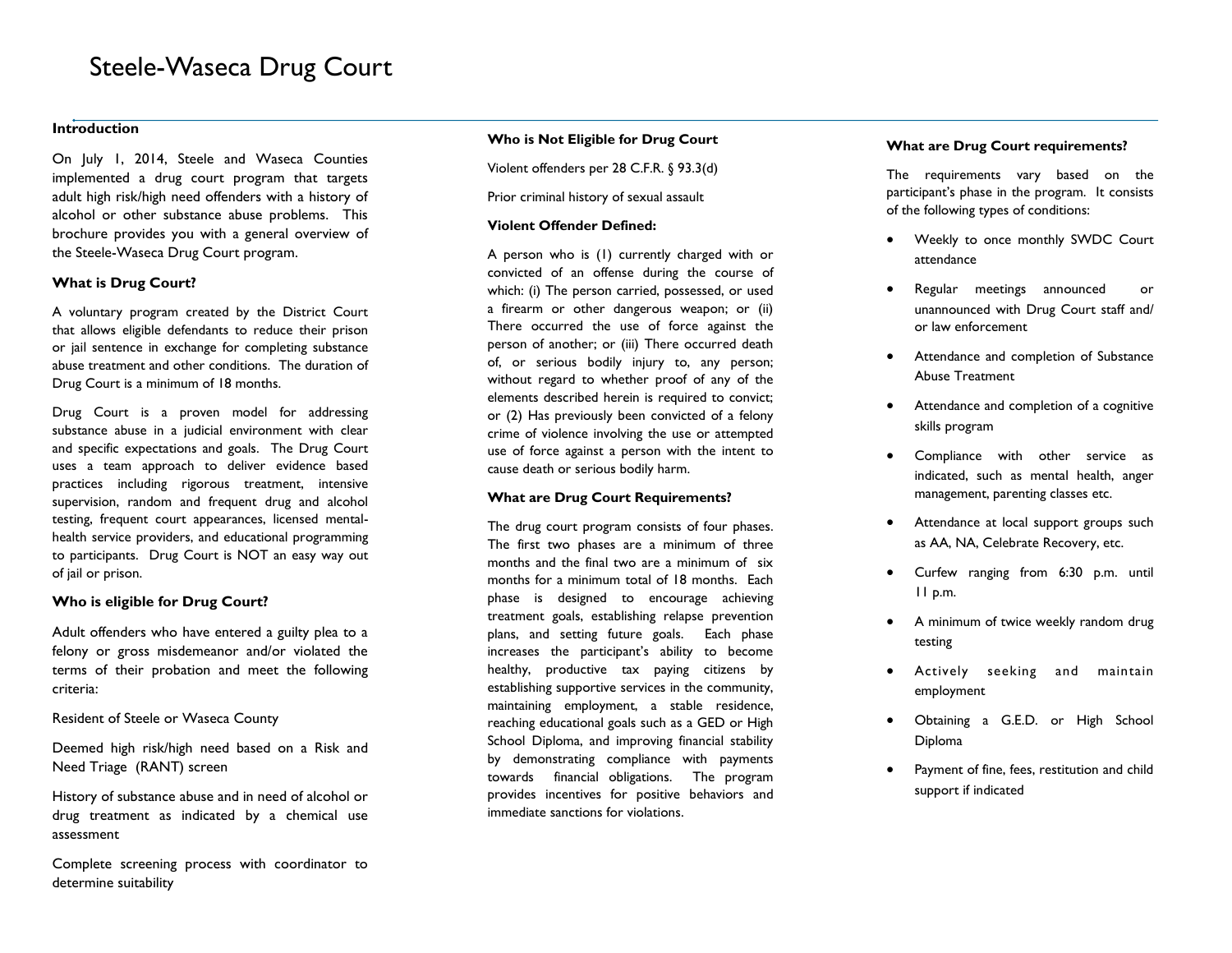# Steele-Waseca Drug Court

### Introduction

On July 1, 2014, Steele and Waseca Counties implemented a drug court program that targets adult high risk/high need offenders with a history of alcohol or other substance abuse problems. This brochure provides you with a general overview of the Steele-Waseca Drug Court program.

### What is Drug Court?

A voluntary program created by the District Court that allows eligible defendants to reduce their prison or jail sentence in exchange for completing substance abuse treatment and other conditions. The duration of Drug Court is a minimum of 18 months.

Drug Court is a proven model for addressing substance abuse in a judicial environment with clear and specific expectations and goals. The Drug Court uses a team approach to deliver evidence based practices including rigorous treatment, intensive supervision, random and frequent drug and alcohol testing, frequent court appearances, licensed mental-health service providers, and educational programming to participants. Drug Court is NOT an easy way out of jail or prison.

### Who is eligible for Drug Court?

Adult offenders who have entered a guilty plea to a felony or gross misdemeanor and/or violated the terms of their probation and meet the following criteria:

Resident of Steele or Waseca County

Deemed high risk/high need based on a Risk and Need Triage (RANT) screen

History of substance abuse and in need of alcohol or drug treatment as indicated by a chemical use assessment

Complete screening process with coordinator to determine suitability

### Who is Not Eligible for Drug Court

Violent offenders per 28 C.F.R. § 93.3(d)

Prior criminal history of sexual assault

### Violent Offender Defined:

A person who is (1) currently charged with or convicted of an offense during the course of which: (i) The person carried, possessed, or used a firearm or other dangerous weapon; or (ii) There occurred the use of force against the person of another; or (iii) There occurred death of, or serious bodily injury to, any person; without regard to whether proof of any of the elements described herein is required to convict; or (2) Has previously been convicted of a felony crime of violence involving the use or attempted use of force against a person with the intent to cause death or serious bodily harm.

### What are Drug Court Requirements?

The drug court program consists of four phases. The first two phases are a minimum of three months and the final two are a minimum of six months for a minimum total of 18 months. Each phase is designed to encourage achieving treatment goals, establishing relapse prevention plans, and setting future goals. Each phase increases the participant's ability to become healthy, productive tax paying citizens by establishing supportive services in the community, maintaining employment, a stable residence, reaching educational goals such as a GED or High School Diploma, and improving financial stability by demonstrating compliance with payments towards financial obligations. The program provides incentives for positive behaviors and immediate sanctions for violations.

### What are Drug Court requirements?

The requirements vary based on the participant's phase in the program. It consists of the following types of conditions:

- Weekly to once monthly SWDC Court attendance
- Regular meetings announced or unannounced with Drug Court staff and/ or law enforcement
- Attendance and completion of Substance Abuse Treatment
- Attendance and completion of a cognitive skills program
- Compliance with other service as indicated, such as mental health, anger management, parenting classes etc.
- Attendance at local support groups such as AA, NA, Celebrate Recovery, etc.
- Curfew ranging from 6:30 p.m. until 11 p.m.
- A minimum of twice weekly random drug testing
- Actively seeking and maintain employment
- Obtaining a G.E.D. or High School Diploma
- Payment of fine, fees, restitution and child support if indicated